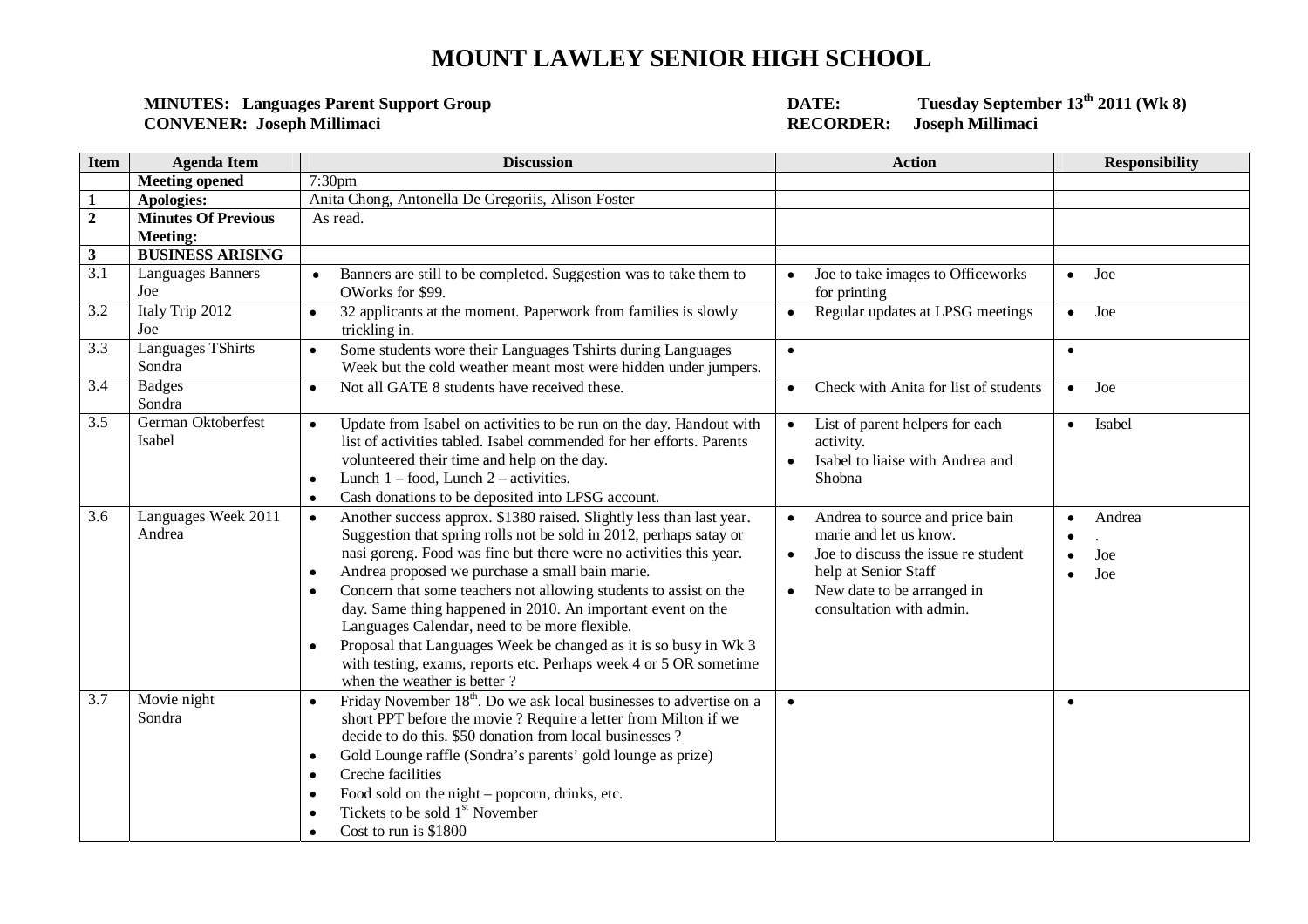# MOUNT LAWLEY SENIOR HIGH SCHOOL

**MINUTES: Languages Parent Support Group** | **DATE: Tuesday September 13th 2011 (Wk 8)**

**CONVENER: Joseph Millimaci** | **RECORDER: Joseph Millimaci**

| Item | Agenda Item | Discussion | Action | Responsibility |
|---|---|---|---|---|
| | **Meeting opened** | 7:30pm | | |
| **1** | **Apologies:** | Anita Chong, Antonella De Gregoriis, Alison Foster | | |
| **2** | **Minutes Of Previous Meeting:** | As read. | | |
| **3** | **BUSINESS ARISING** | | | |
| 3.1 | Languages Banners<br>Joe | • Banners are still to be completed. Suggestion was to take them to OWorks for $99. | • Joe to take images to Officeworks for printing | • Joe |
| 3.2 | Italy Trip 2012<br>Joe | • 32 applicants at the moment. Paperwork from families is slowly trickling in. | • Regular updates at LPSG meetings | • Joe |
| 3.3 | Languages TShirts<br>Sondra | • Some students wore their Languages Tshirts during Languages Week but the cold weather meant most were hidden under jumpers. | • | • |
| 3.4 | Badges<br>Sondra | • Not all GATE 8 students have received these. | • Check with Anita for list of students | • Joe |
| 3.5 | German Oktoberfest<br>Isabel | • Update from Isabel on activities to be run on the day. Handout with list of activities tabled. Isabel commended for her efforts. Parents volunteered their time and help on the day.<br>• Lunch 1 – food, Lunch 2 – activities.<br>• Cash donations to be deposited into LPSG account. | • List of parent helpers for each activity.<br>• Isabel to liaise with Andrea and Shobna | • Isabel |
| 3.6 | Languages Week 2011<br>Andrea | • Another success approx. $1380 raised. Slightly less than last year. Suggestion that spring rolls not be sold in 2012, perhaps satay or nasi goreng. Food was fine but there were no activities this year.<br>• Andrea proposed we purchase a small bain marie.<br>• Concern that some teachers not allowing students to assist on the day. Same thing happened in 2010. An important event on the Languages Calendar, need to be more flexible.<br>• Proposal that Languages Week be changed as it is so busy in Wk 3 with testing, exams, reports etc. Perhaps week 4 or 5 OR sometime when the weather is better ? | • Andrea to source and price bain marie and let us know.<br>• Joe to discuss the issue re student help at Senior Staff<br>• New date to be arranged in consultation with admin. | • Andrea<br>• .<br>• Joe<br>• Joe |
| 3.7 | Movie night<br>Sondra | • Friday November 18th. Do we ask local businesses to advertise on a short PPT before the movie ? Require a letter from Milton if we decide to do this. $50 donation from local businesses ?<br>• Gold Lounge raffle (Sondra's parents' gold lounge as prize)<br>• Creche facilities<br>• Food sold on the night – popcorn, drinks, etc.<br>• Tickets to be sold 1st November<br>• Cost to run is $1800 | • | • |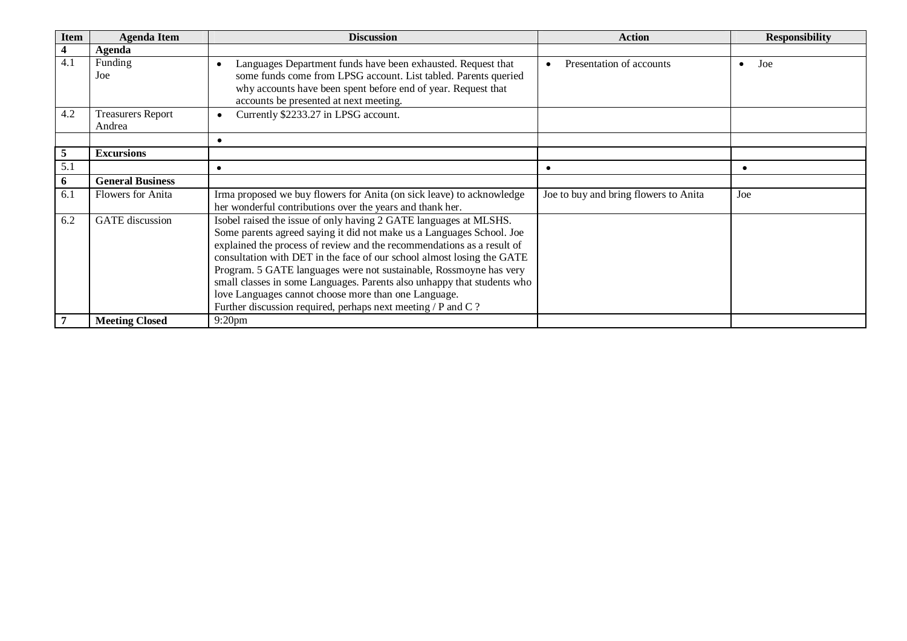| Item | Agenda Item | Discussion | Action | Responsibility |
|---|---|---|---|---|
| **4** | **Agenda** | | | |
| 4.1 | Funding<br>Joe | • Languages Department funds have been exhausted. Request that some funds come from LPSG account. List tabled. Parents queried why accounts have been spent before end of year. Request that accounts be presented at next meeting. | • Presentation of accounts | • Joe |
| 4.2 | Treasurers Report<br>Andrea | • Currently $2233.27 in LPSG account. | | |
| | | • | | |
| **5** | **Excursions** | | | |
| 5.1 | | • | • | • |
| **6** | **General Business** | | | |
| 6.1 | Flowers for Anita | Irma proposed we buy flowers for Anita (on sick leave) to acknowledge her wonderful contributions over the years and thank her. | Joe to buy and bring flowers to Anita | Joe |
| 6.2 | GATE discussion | Isobel raised the issue of only having 2 GATE languages at MLSHS. Some parents agreed saying it did not make us a Languages School. Joe explained the process of review and the recommendations as a result of consultation with DET in the face of our school almost losing the GATE Program. 5 GATE languages were not sustainable, Rossmoyne has very small classes in some Languages. Parents also unhappy that students who love Languages cannot choose more than one Language.<br>Further discussion required, perhaps next meeting / P and C ? | | |
| **7** | **Meeting Closed** | 9:20pm | | |